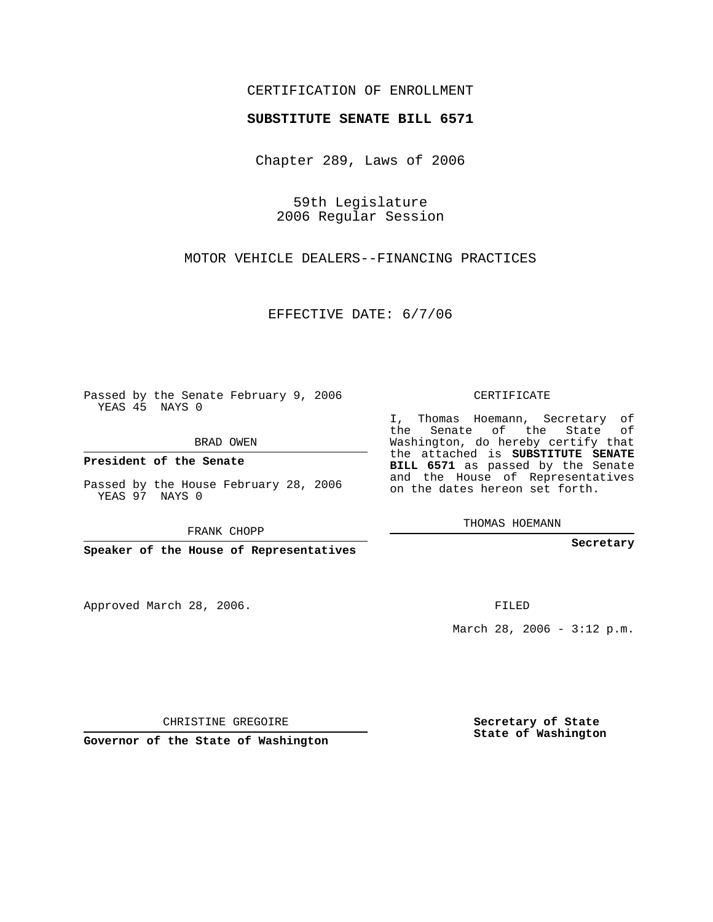CERTIFICATION OF ENROLLMENT

**SUBSTITUTE SENATE BILL 6571**

Chapter 289, Laws of 2006

59th Legislature
2006 Regular Session

MOTOR VEHICLE DEALERS--FINANCING PRACTICES

EFFECTIVE DATE: 6/7/06

Passed by the Senate February 9, 2006
YEAS 45 NAYS 0

BRAD OWEN

**President of the Senate**

Passed by the House February 28, 2006
YEAS 97 NAYS 0

FRANK CHOPP

**Speaker of the House of Representatives**

CERTIFICATE

I, Thomas Hoemann, Secretary of the Senate of the State of Washington, do hereby certify that the attached is **SUBSTITUTE SENATE BILL 6571** as passed by the Senate and the House of Representatives on the dates hereon set forth.

THOMAS HOEMANN

**Secretary**

Approved March 28, 2006.

FILED

March 28, 2006 - 3:12 p.m.

CHRISTINE GREGOIRE

**Governor of the State of Washington**

**Secretary of State**
**State of Washington**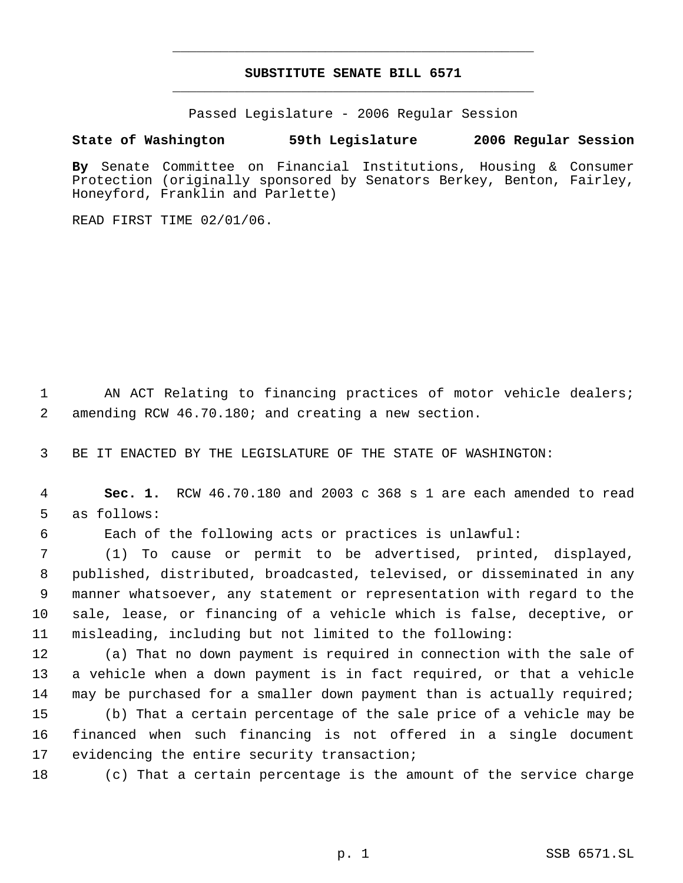# SUBSTITUTE SENATE BILL 6571

Passed Legislature - 2006 Regular Session

**State of Washington 59th Legislature 2006 Regular Session**

**By** Senate Committee on Financial Institutions, Housing & Consumer Protection (originally sponsored by Senators Berkey, Benton, Fairley, Honeyford, Franklin and Parlette)

READ FIRST TIME 02/01/06.

AN ACT Relating to financing practices of motor vehicle dealers; amending RCW 46.70.180; and creating a new section.

BE IT ENACTED BY THE LEGISLATURE OF THE STATE OF WASHINGTON:

**Sec. 1.** RCW 46.70.180 and 2003 c 368 s 1 are each amended to read as follows:

Each of the following acts or practices is unlawful:

(1) To cause or permit to be advertised, printed, displayed, published, distributed, broadcasted, televised, or disseminated in any manner whatsoever, any statement or representation with regard to the sale, lease, or financing of a vehicle which is false, deceptive, or misleading, including but not limited to the following:

(a) That no down payment is required in connection with the sale of a vehicle when a down payment is in fact required, or that a vehicle may be purchased for a smaller down payment than is actually required;

(b) That a certain percentage of the sale price of a vehicle may be financed when such financing is not offered in a single document evidencing the entire security transaction;

(c) That a certain percentage is the amount of the service charge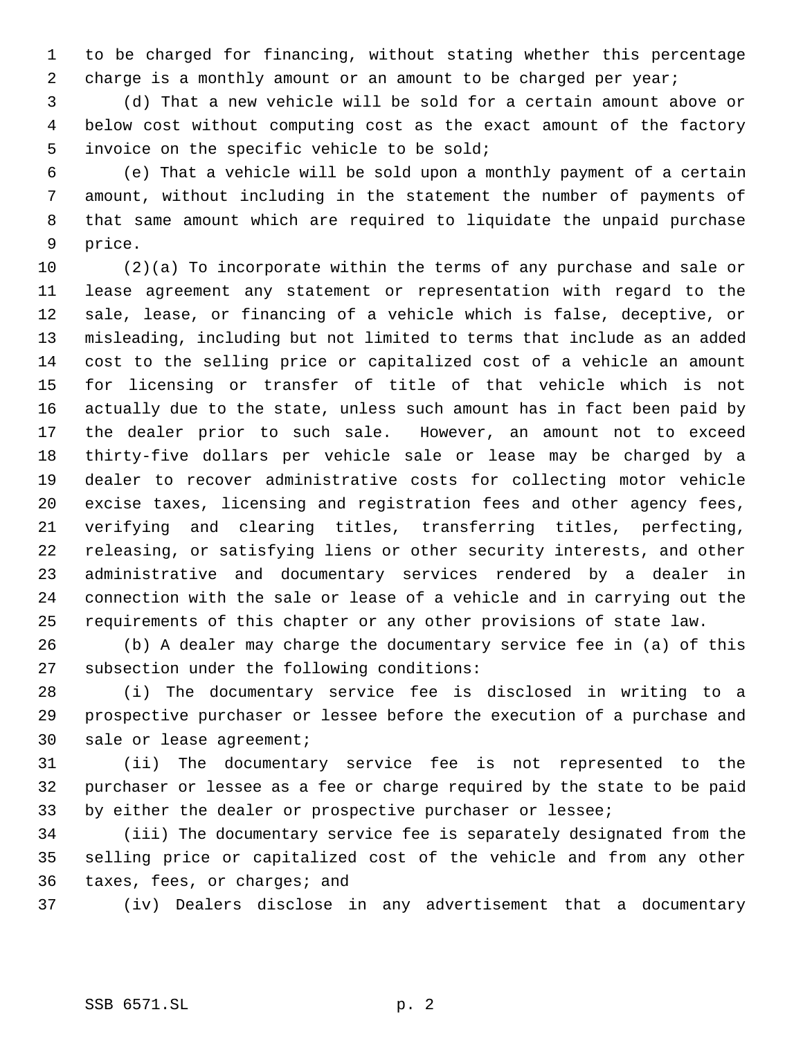to be charged for financing, without stating whether this percentage charge is a monthly amount or an amount to be charged per year;

(d) That a new vehicle will be sold for a certain amount above or below cost without computing cost as the exact amount of the factory invoice on the specific vehicle to be sold;

(e) That a vehicle will be sold upon a monthly payment of a certain amount, without including in the statement the number of payments of that same amount which are required to liquidate the unpaid purchase price.

(2)(a) To incorporate within the terms of any purchase and sale or lease agreement any statement or representation with regard to the sale, lease, or financing of a vehicle which is false, deceptive, or misleading, including but not limited to terms that include as an added cost to the selling price or capitalized cost of a vehicle an amount for licensing or transfer of title of that vehicle which is not actually due to the state, unless such amount has in fact been paid by the dealer prior to such sale. However, an amount not to exceed thirty-five dollars per vehicle sale or lease may be charged by a dealer to recover administrative costs for collecting motor vehicle excise taxes, licensing and registration fees and other agency fees, verifying and clearing titles, transferring titles, perfecting, releasing, or satisfying liens or other security interests, and other administrative and documentary services rendered by a dealer in connection with the sale or lease of a vehicle and in carrying out the requirements of this chapter or any other provisions of state law.

(b) A dealer may charge the documentary service fee in (a) of this subsection under the following conditions:

(i) The documentary service fee is disclosed in writing to a prospective purchaser or lessee before the execution of a purchase and sale or lease agreement;

(ii) The documentary service fee is not represented to the purchaser or lessee as a fee or charge required by the state to be paid by either the dealer or prospective purchaser or lessee;

(iii) The documentary service fee is separately designated from the selling price or capitalized cost of the vehicle and from any other taxes, fees, or charges; and

(iv) Dealers disclose in any advertisement that a documentary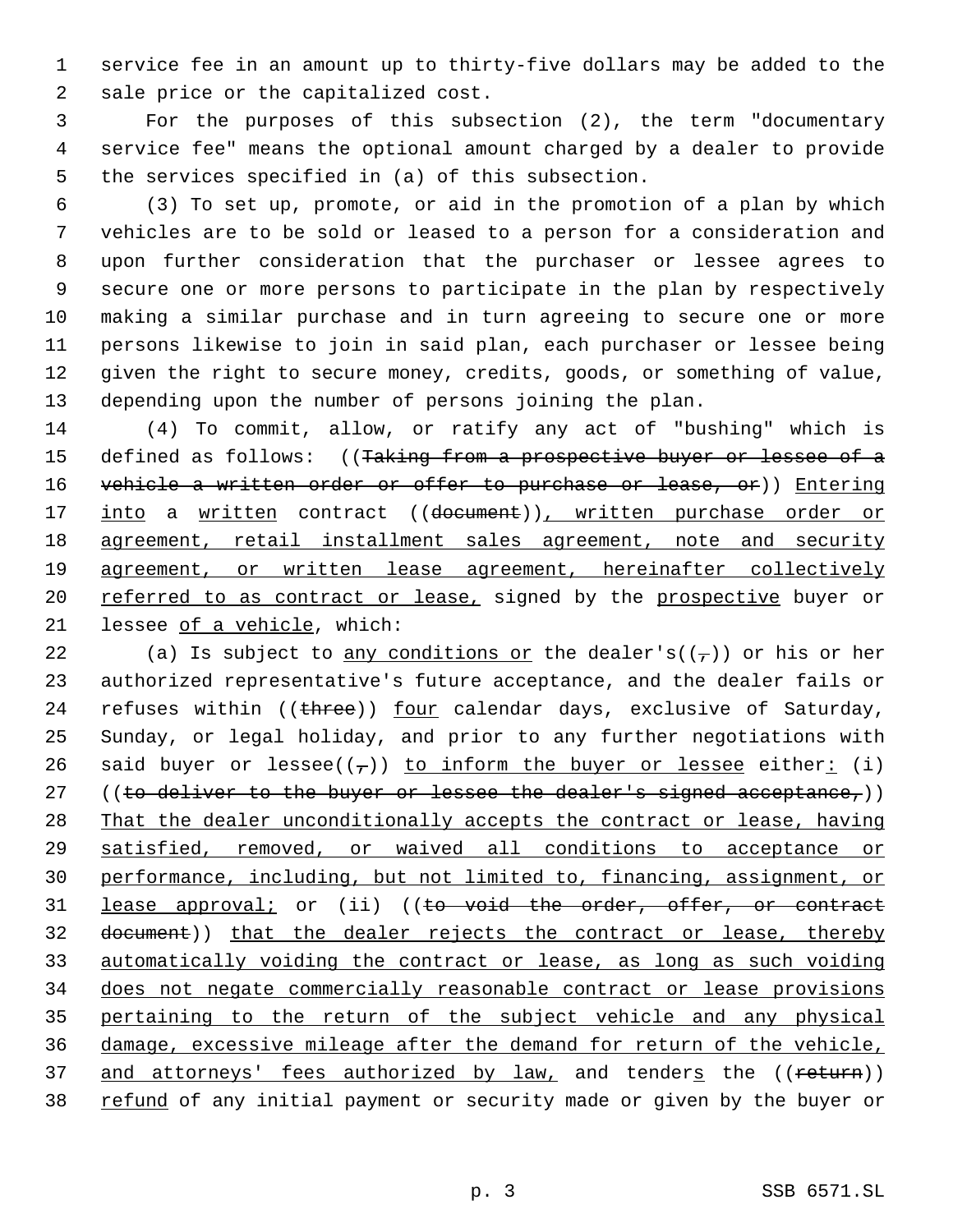service fee in an amount up to thirty-five dollars may be added to the sale price or the capitalized cost.

For the purposes of this subsection (2), the term "documentary service fee" means the optional amount charged by a dealer to provide the services specified in (a) of this subsection.

(3) To set up, promote, or aid in the promotion of a plan by which vehicles are to be sold or leased to a person for a consideration and upon further consideration that the purchaser or lessee agrees to secure one or more persons to participate in the plan by respectively making a similar purchase and in turn agreeing to secure one or more persons likewise to join in said plan, each purchaser or lessee being given the right to secure money, credits, goods, or something of value, depending upon the number of persons joining the plan.

(4) To commit, allow, or ratify any act of "bushing" which is defined as follows: ((~~Taking from a prospective buyer or lessee of a vehicle a written order or offer to purchase or lease, or~~)) Entering into a written contract ((~~document~~)), written purchase order or agreement, retail installment sales agreement, note and security agreement, or written lease agreement, hereinafter collectively referred to as contract or lease, signed by the prospective buyer or lessee of a vehicle, which:

(a) Is subject to any conditions or the dealer's((~~,~~)) or his or her authorized representative's future acceptance, and the dealer fails or refuses within ((~~three~~)) four calendar days, exclusive of Saturday, Sunday, or legal holiday, and prior to any further negotiations with said buyer or lessee((~~,~~)) to inform the buyer or lessee either: (i) ((~~to deliver to the buyer or lessee the dealer's signed acceptance,~~)) That the dealer unconditionally accepts the contract or lease, having satisfied, removed, or waived all conditions to acceptance or performance, including, but not limited to, financing, assignment, or lease approval; or (ii) ((~~to void the order, offer, or contract document~~)) that the dealer rejects the contract or lease, thereby automatically voiding the contract or lease, as long as such voiding does not negate commercially reasonable contract or lease provisions pertaining to the return of the subject vehicle and any physical damage, excessive mileage after the demand for return of the vehicle, and attorneys' fees authorized by law, and tenders the ((~~return~~)) refund of any initial payment or security made or given by the buyer or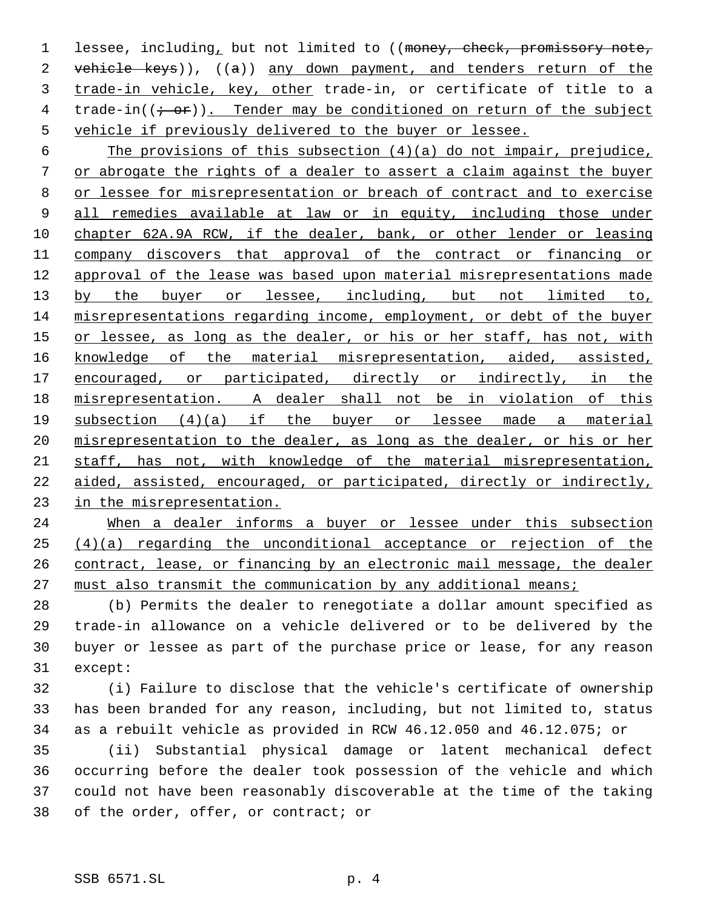lessee, including, but not limited to ((~~money, check, promissory note, vehicle keys~~)), ((~~a~~)) <u>any down payment, and tenders return of the trade-in vehicle, key, other</u> trade-in, or certificate of title to a trade-in((~~; or~~))<u>. Tender may be conditioned on return of the subject vehicle if previously delivered to the buyer or lessee.</u>

<u>The provisions of this subsection (4)(a) do not impair, prejudice, or abrogate the rights of a dealer to assert a claim against the buyer or lessee for misrepresentation or breach of contract and to exercise all remedies available at law or in equity, including those under chapter 62A.9A RCW, if the dealer, bank, or other lender or leasing company discovers that approval of the contract or financing or approval of the lease was based upon material misrepresentations made by the buyer or lessee, including, but not limited to, misrepresentations regarding income, employment, or debt of the buyer or lessee, as long as the dealer, or his or her staff, has not, with knowledge of the material misrepresentation, aided, assisted, encouraged, or participated, directly or indirectly, in the misrepresentation. A dealer shall not be in violation of this subsection (4)(a) if the buyer or lessee made a material misrepresentation to the dealer, as long as the dealer, or his or her staff, has not, with knowledge of the material misrepresentation, aided, assisted, encouraged, or participated, directly or indirectly, in the misrepresentation.</u>

<u>When a dealer informs a buyer or lessee under this subsection (4)(a) regarding the unconditional acceptance or rejection of the contract, lease, or financing by an electronic mail message, the dealer must also transmit the communication by any additional means;</u>

(b) Permits the dealer to renegotiate a dollar amount specified as trade-in allowance on a vehicle delivered or to be delivered by the buyer or lessee as part of the purchase price or lease, for any reason except:

(i) Failure to disclose that the vehicle's certificate of ownership has been branded for any reason, including, but not limited to, status as a rebuilt vehicle as provided in RCW 46.12.050 and 46.12.075; or

(ii) Substantial physical damage or latent mechanical defect occurring before the dealer took possession of the vehicle and which could not have been reasonably discoverable at the time of the taking of the order, offer, or contract; or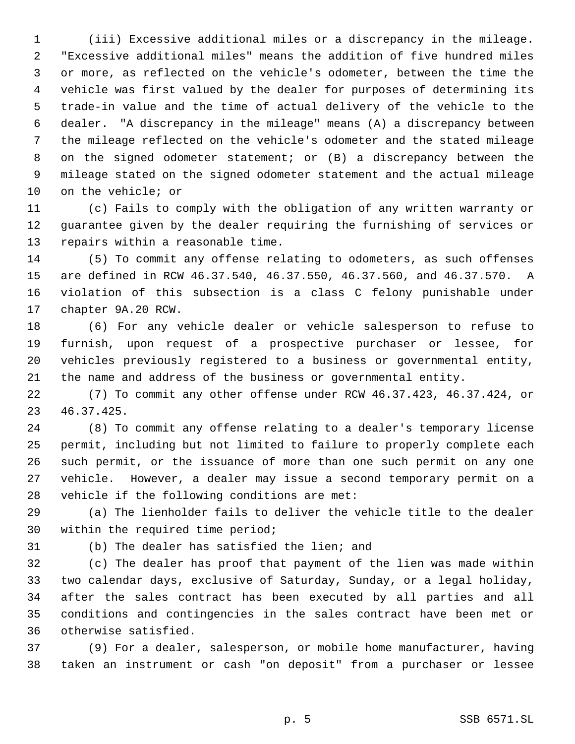(iii) Excessive additional miles or a discrepancy in the mileage. "Excessive additional miles" means the addition of five hundred miles or more, as reflected on the vehicle's odometer, between the time the vehicle was first valued by the dealer for purposes of determining its trade-in value and the time of actual delivery of the vehicle to the dealer. "A discrepancy in the mileage" means (A) a discrepancy between the mileage reflected on the vehicle's odometer and the stated mileage on the signed odometer statement; or (B) a discrepancy between the mileage stated on the signed odometer statement and the actual mileage on the vehicle; or

(c) Fails to comply with the obligation of any written warranty or guarantee given by the dealer requiring the furnishing of services or repairs within a reasonable time.

(5) To commit any offense relating to odometers, as such offenses are defined in RCW 46.37.540, 46.37.550, 46.37.560, and 46.37.570. A violation of this subsection is a class C felony punishable under chapter 9A.20 RCW.

(6) For any vehicle dealer or vehicle salesperson to refuse to furnish, upon request of a prospective purchaser or lessee, for vehicles previously registered to a business or governmental entity, the name and address of the business or governmental entity.

(7) To commit any other offense under RCW 46.37.423, 46.37.424, or 46.37.425.

(8) To commit any offense relating to a dealer's temporary license permit, including but not limited to failure to properly complete each such permit, or the issuance of more than one such permit on any one vehicle. However, a dealer may issue a second temporary permit on a vehicle if the following conditions are met:

(a) The lienholder fails to deliver the vehicle title to the dealer within the required time period;

(b) The dealer has satisfied the lien; and

(c) The dealer has proof that payment of the lien was made within two calendar days, exclusive of Saturday, Sunday, or a legal holiday, after the sales contract has been executed by all parties and all conditions and contingencies in the sales contract have been met or otherwise satisfied.

(9) For a dealer, salesperson, or mobile home manufacturer, having taken an instrument or cash "on deposit" from a purchaser or lessee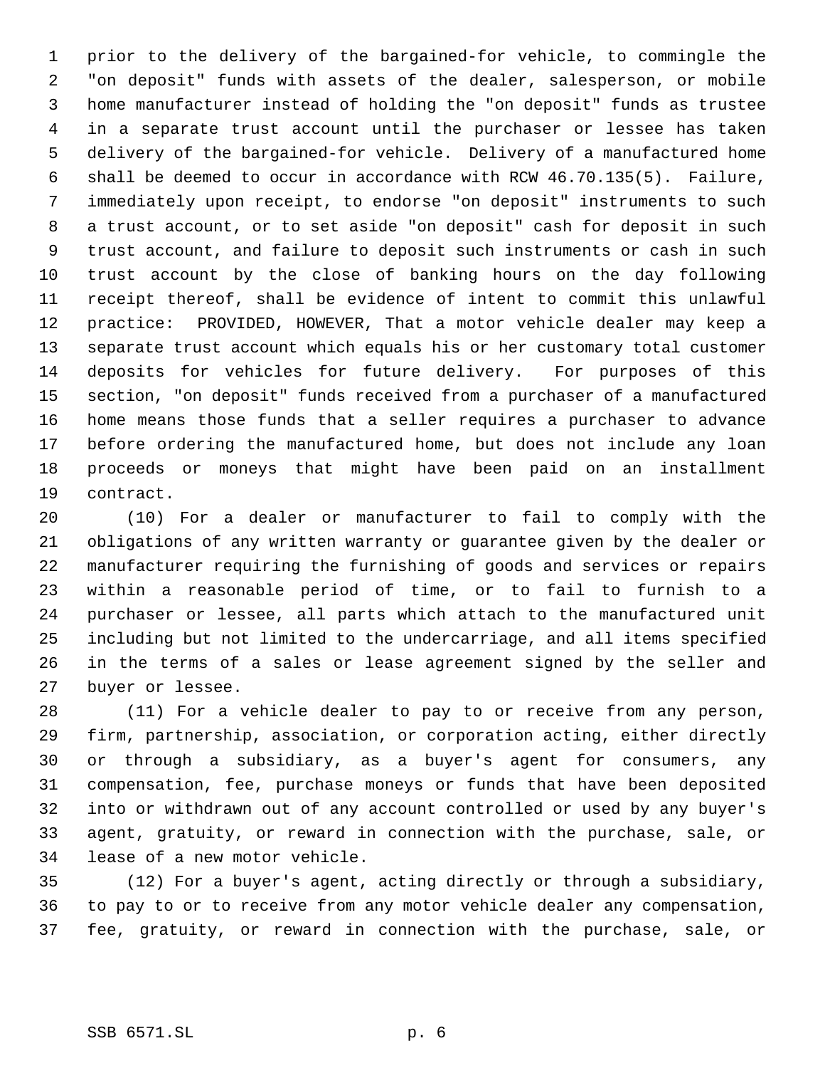prior to the delivery of the bargained-for vehicle, to commingle the "on deposit" funds with assets of the dealer, salesperson, or mobile home manufacturer instead of holding the "on deposit" funds as trustee in a separate trust account until the purchaser or lessee has taken delivery of the bargained-for vehicle. Delivery of a manufactured home shall be deemed to occur in accordance with RCW 46.70.135(5). Failure, immediately upon receipt, to endorse "on deposit" instruments to such a trust account, or to set aside "on deposit" cash for deposit in such trust account, and failure to deposit such instruments or cash in such trust account by the close of banking hours on the day following receipt thereof, shall be evidence of intent to commit this unlawful practice: PROVIDED, HOWEVER, That a motor vehicle dealer may keep a separate trust account which equals his or her customary total customer deposits for vehicles for future delivery. For purposes of this section, "on deposit" funds received from a purchaser of a manufactured home means those funds that a seller requires a purchaser to advance before ordering the manufactured home, but does not include any loan proceeds or moneys that might have been paid on an installment contract.

(10) For a dealer or manufacturer to fail to comply with the obligations of any written warranty or guarantee given by the dealer or manufacturer requiring the furnishing of goods and services or repairs within a reasonable period of time, or to fail to furnish to a purchaser or lessee, all parts which attach to the manufactured unit including but not limited to the undercarriage, and all items specified in the terms of a sales or lease agreement signed by the seller and buyer or lessee.

(11) For a vehicle dealer to pay to or receive from any person, firm, partnership, association, or corporation acting, either directly or through a subsidiary, as a buyer's agent for consumers, any compensation, fee, purchase moneys or funds that have been deposited into or withdrawn out of any account controlled or used by any buyer's agent, gratuity, or reward in connection with the purchase, sale, or lease of a new motor vehicle.

(12) For a buyer's agent, acting directly or through a subsidiary, to pay to or to receive from any motor vehicle dealer any compensation, fee, gratuity, or reward in connection with the purchase, sale, or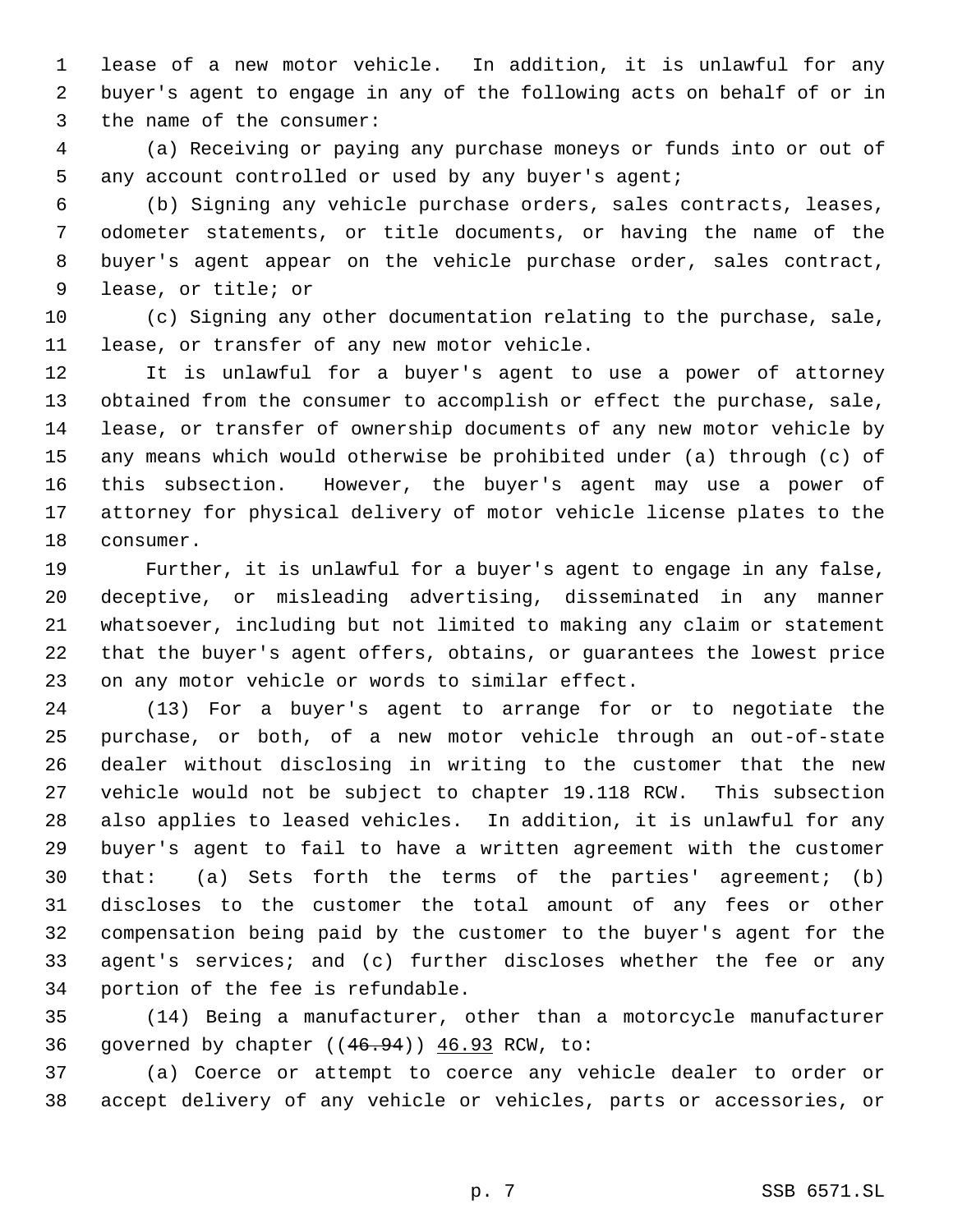lease of a new motor vehicle. In addition, it is unlawful for any buyer's agent to engage in any of the following acts on behalf of or in the name of the consumer:

(a) Receiving or paying any purchase moneys or funds into or out of any account controlled or used by any buyer's agent;

(b) Signing any vehicle purchase orders, sales contracts, leases, odometer statements, or title documents, or having the name of the buyer's agent appear on the vehicle purchase order, sales contract, lease, or title; or

(c) Signing any other documentation relating to the purchase, sale, lease, or transfer of any new motor vehicle.

It is unlawful for a buyer's agent to use a power of attorney obtained from the consumer to accomplish or effect the purchase, sale, lease, or transfer of ownership documents of any new motor vehicle by any means which would otherwise be prohibited under (a) through (c) of this subsection. However, the buyer's agent may use a power of attorney for physical delivery of motor vehicle license plates to the consumer.

Further, it is unlawful for a buyer's agent to engage in any false, deceptive, or misleading advertising, disseminated in any manner whatsoever, including but not limited to making any claim or statement that the buyer's agent offers, obtains, or guarantees the lowest price on any motor vehicle or words to similar effect.

(13) For a buyer's agent to arrange for or to negotiate the purchase, or both, of a new motor vehicle through an out-of-state dealer without disclosing in writing to the customer that the new vehicle would not be subject to chapter 19.118 RCW. This subsection also applies to leased vehicles. In addition, it is unlawful for any buyer's agent to fail to have a written agreement with the customer that: (a) Sets forth the terms of the parties' agreement; (b) discloses to the customer the total amount of any fees or other compensation being paid by the customer to the buyer's agent for the agent's services; and (c) further discloses whether the fee or any portion of the fee is refundable.

(14) Being a manufacturer, other than a motorcycle manufacturer governed by chapter ((~~46.94~~)) <u>46.93</u> RCW, to:

(a) Coerce or attempt to coerce any vehicle dealer to order or accept delivery of any vehicle or vehicles, parts or accessories, or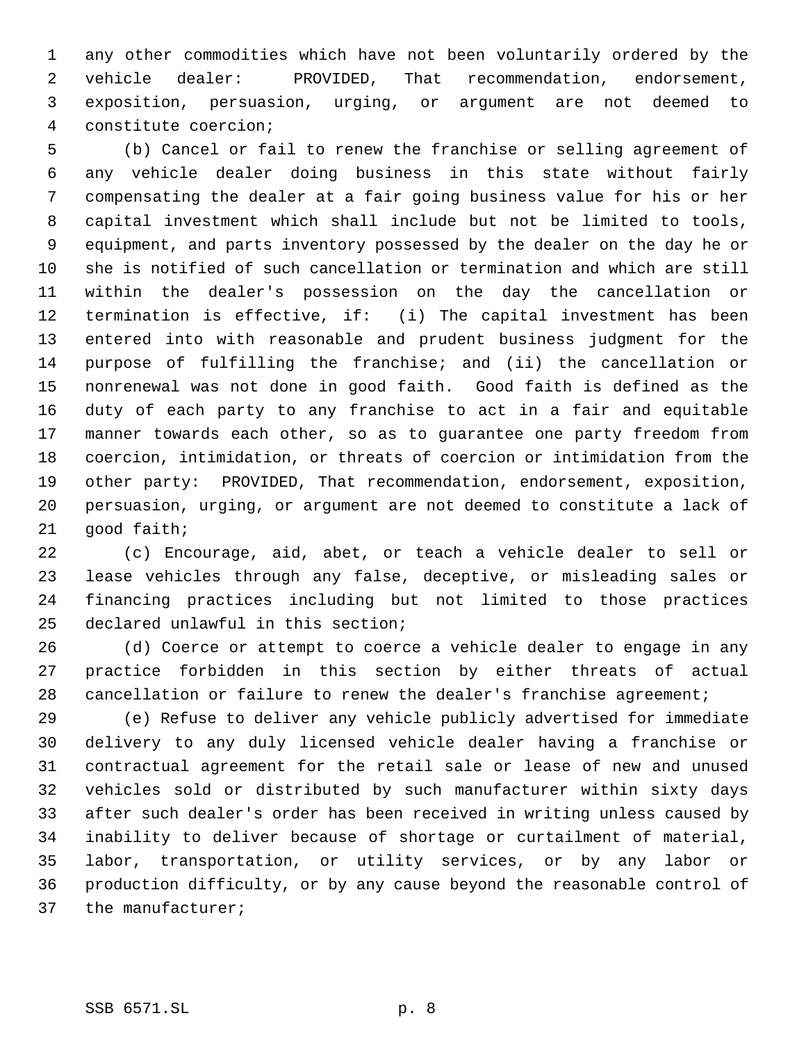any other commodities which have not been voluntarily ordered by the vehicle dealer: PROVIDED, That recommendation, endorsement, exposition, persuasion, urging, or argument are not deemed to constitute coercion;

(b) Cancel or fail to renew the franchise or selling agreement of any vehicle dealer doing business in this state without fairly compensating the dealer at a fair going business value for his or her capital investment which shall include but not be limited to tools, equipment, and parts inventory possessed by the dealer on the day he or she is notified of such cancellation or termination and which are still within the dealer's possession on the day the cancellation or termination is effective, if: (i) The capital investment has been entered into with reasonable and prudent business judgment for the purpose of fulfilling the franchise; and (ii) the cancellation or nonrenewal was not done in good faith. Good faith is defined as the duty of each party to any franchise to act in a fair and equitable manner towards each other, so as to guarantee one party freedom from coercion, intimidation, or threats of coercion or intimidation from the other party: PROVIDED, That recommendation, endorsement, exposition, persuasion, urging, or argument are not deemed to constitute a lack of good faith;

(c) Encourage, aid, abet, or teach a vehicle dealer to sell or lease vehicles through any false, deceptive, or misleading sales or financing practices including but not limited to those practices declared unlawful in this section;

(d) Coerce or attempt to coerce a vehicle dealer to engage in any practice forbidden in this section by either threats of actual cancellation or failure to renew the dealer's franchise agreement;

(e) Refuse to deliver any vehicle publicly advertised for immediate delivery to any duly licensed vehicle dealer having a franchise or contractual agreement for the retail sale or lease of new and unused vehicles sold or distributed by such manufacturer within sixty days after such dealer's order has been received in writing unless caused by inability to deliver because of shortage or curtailment of material, labor, transportation, or utility services, or by any labor or production difficulty, or by any cause beyond the reasonable control of the manufacturer;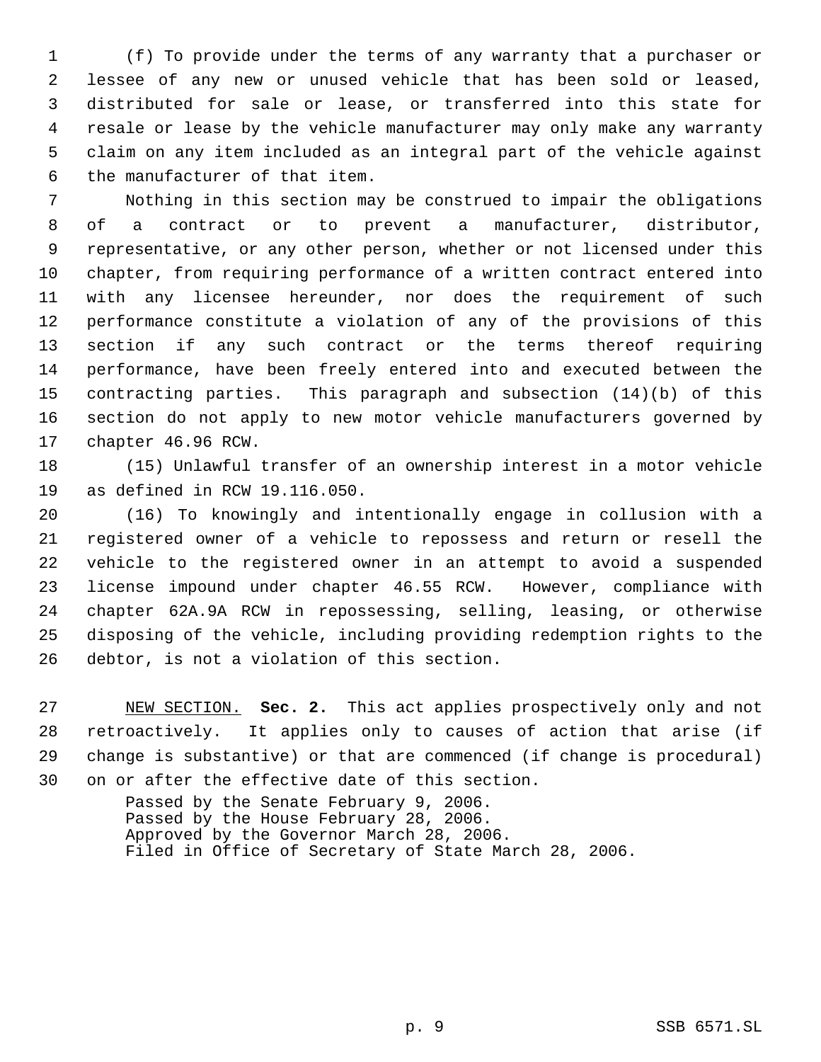(f) To provide under the terms of any warranty that a purchaser or lessee of any new or unused vehicle that has been sold or leased, distributed for sale or lease, or transferred into this state for resale or lease by the vehicle manufacturer may only make any warranty claim on any item included as an integral part of the vehicle against the manufacturer of that item.

Nothing in this section may be construed to impair the obligations of a contract or to prevent a manufacturer, distributor, representative, or any other person, whether or not licensed under this chapter, from requiring performance of a written contract entered into with any licensee hereunder, nor does the requirement of such performance constitute a violation of any of the provisions of this section if any such contract or the terms thereof requiring performance, have been freely entered into and executed between the contracting parties. This paragraph and subsection (14)(b) of this section do not apply to new motor vehicle manufacturers governed by chapter 46.96 RCW.

(15) Unlawful transfer of an ownership interest in a motor vehicle as defined in RCW 19.116.050.

(16) To knowingly and intentionally engage in collusion with a registered owner of a vehicle to repossess and return or resell the vehicle to the registered owner in an attempt to avoid a suspended license impound under chapter 46.55 RCW. However, compliance with chapter 62A.9A RCW in repossessing, selling, leasing, or otherwise disposing of the vehicle, including providing redemption rights to the debtor, is not a violation of this section.

NEW SECTION. **Sec. 2.** This act applies prospectively only and not retroactively. It applies only to causes of action that arise (if change is substantive) or that are commenced (if change is procedural) on or after the effective date of this section.

Passed by the Senate February 9, 2006.
Passed by the House February 28, 2006.
Approved by the Governor March 28, 2006.
Filed in Office of Secretary of State March 28, 2006.